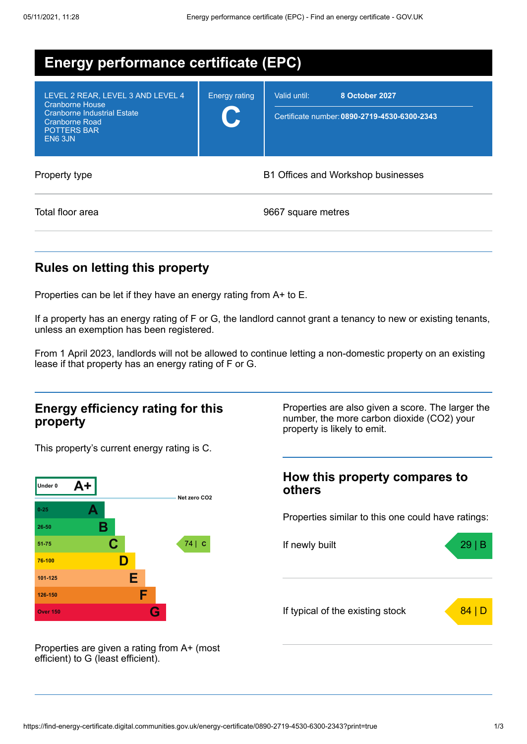# Energy performance certificate (EPC)

| | | |
|---|---|---|
| LEVEL 2 REAR, LEVEL 3 AND LEVEL 4<br>Cranborne House<br>Cranborne Industrial Estate<br>Cranborne Road<br>POTTERS BAR<br>EN6 3JN | Energy rating<br>**C** | Valid until: **8 October 2027**<br>Certificate number: **0890-2719-4530-6300-2343** |

| | |
|---|---|
| Property type | B1 Offices and Workshop businesses |
| Total floor area | 9667 square metres |

## Rules on letting this property

Properties can be let if they have an energy rating from A+ to E.

If a property has an energy rating of F or G, the landlord cannot grant a tenancy to new or existing tenants, unless an exemption has been registered.

From 1 April 2023, landlords will not be allowed to continue letting a non-domestic property on an existing lease if that property has an energy rating of F or G.

## Energy efficiency rating for this property

This property's current energy rating is C.

| Score | Rating | |
|---|---|---|
| Under 0 | A+ | Net zero CO2 |
| 0-25 | A | |
| 26-50 | B | |
| 51-75 | C | 74 \| C |
| 76-100 | D | |
| 101-125 | E | |
| 126-150 | F | |
| Over 150 | G | |

Properties are given a rating from A+ (most efficient) to G (least efficient).

Properties are also given a score. The larger the number, the more carbon dioxide ($CO_2$) your property is likely to emit.

## How this property compares to others

Properties similar to this one could have ratings:

| | |
|---|---|
| If newly built | 29 \| B |
| If typical of the existing stock | 84 \| D |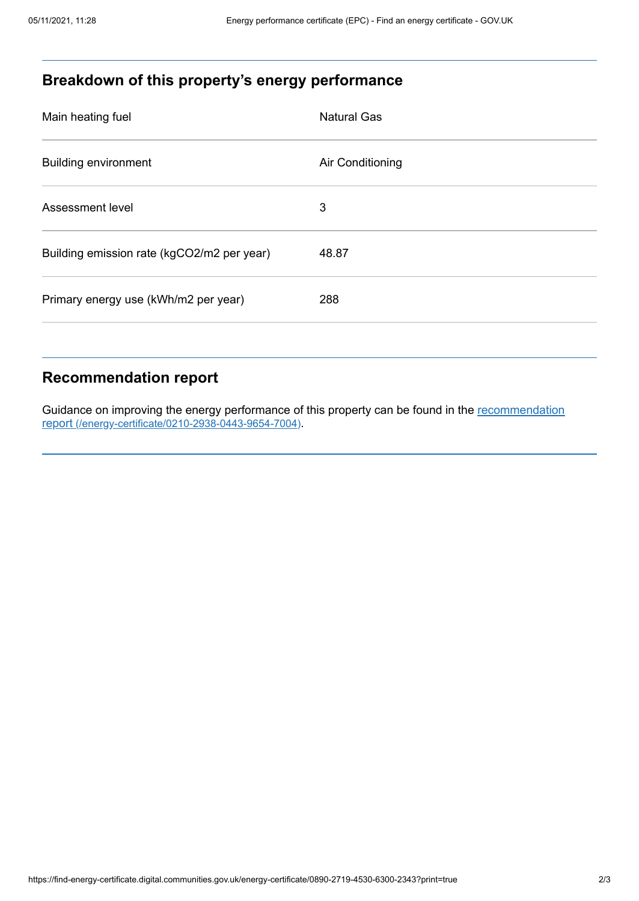## Breakdown of this property's energy performance

| | |
|---|---|
| Main heating fuel | Natural Gas |
| Building environment | Air Conditioning |
| Assessment level | 3 |
| Building emission rate (kgCO2/m2 per year) | 48.87 |
| Primary energy use (kWh/m2 per year) | 288 |

## Recommendation report

Guidance on improving the energy performance of this property can be found in the [recommendation report (/energy-certificate/0210-2938-0443-9654-7004)](/energy-certificate/0210-2938-0443-9654-7004).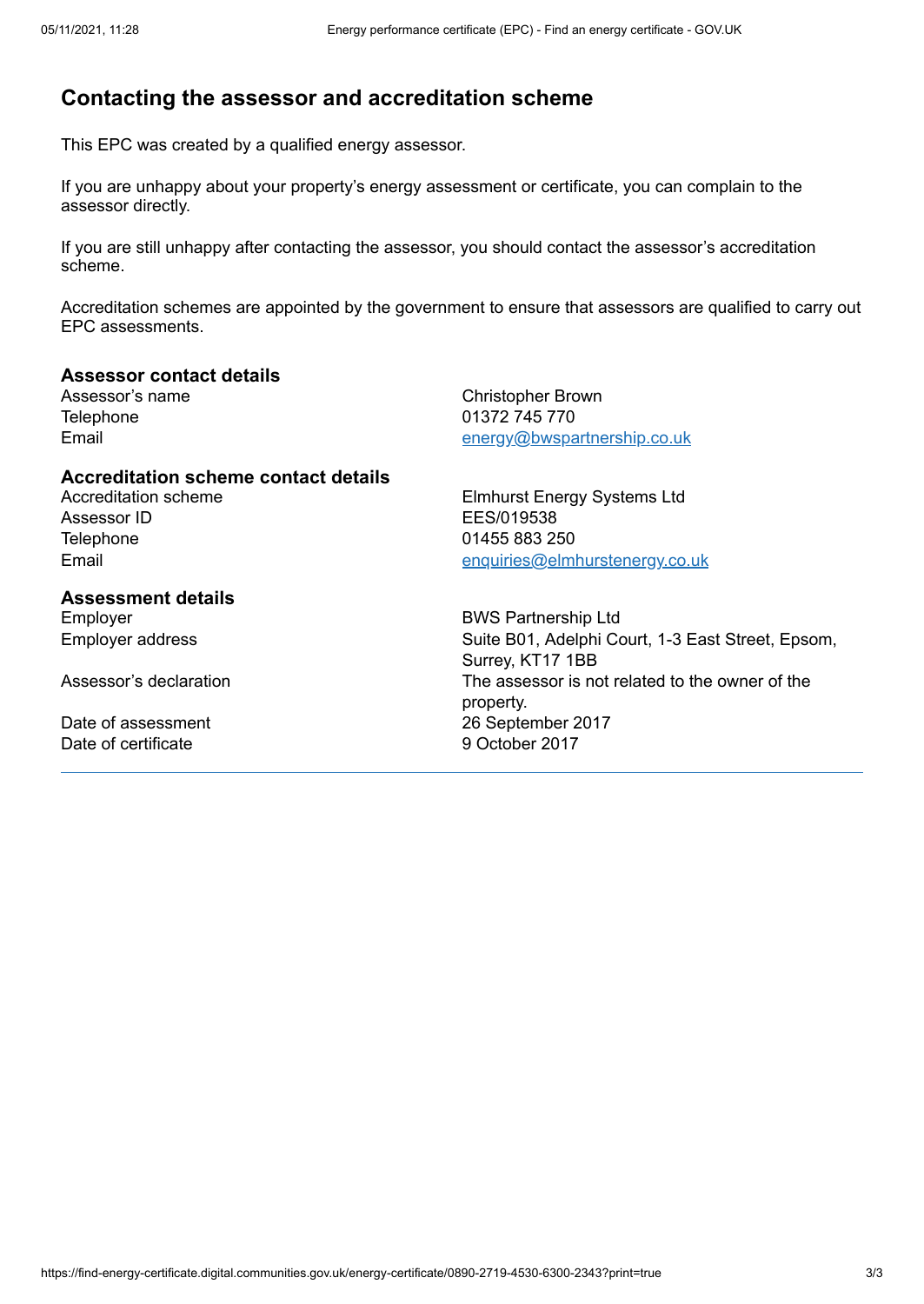## Contacting the assessor and accreditation scheme

This EPC was created by a qualified energy assessor.

If you are unhappy about your property's energy assessment or certificate, you can complain to the assessor directly.

If you are still unhappy after contacting the assessor, you should contact the assessor's accreditation scheme.

Accreditation schemes are appointed by the government to ensure that assessors are qualified to carry out EPC assessments.

### Assessor contact details

| | |
|---|---|
| Assessor's name | Christopher Brown |
| Telephone | 01372 745 770 |
| Email | energy@bwspartnership.co.uk |

### Accreditation scheme contact details

| | |
|---|---|
| Accreditation scheme | Elmhurst Energy Systems Ltd |
| Assessor ID | EES/019538 |
| Telephone | 01455 883 250 |
| Email | enquiries@elmhurstenergy.co.uk |

### Assessment details

| | |
|---|---|
| Employer | BWS Partnership Ltd |
| Employer address | Suite B01, Adelphi Court, 1-3 East Street, Epsom, Surrey, KT17 1BB |
| Assessor's declaration | The assessor is not related to the owner of the property. |
| Date of assessment | 26 September 2017 |
| Date of certificate | 9 October 2017 |